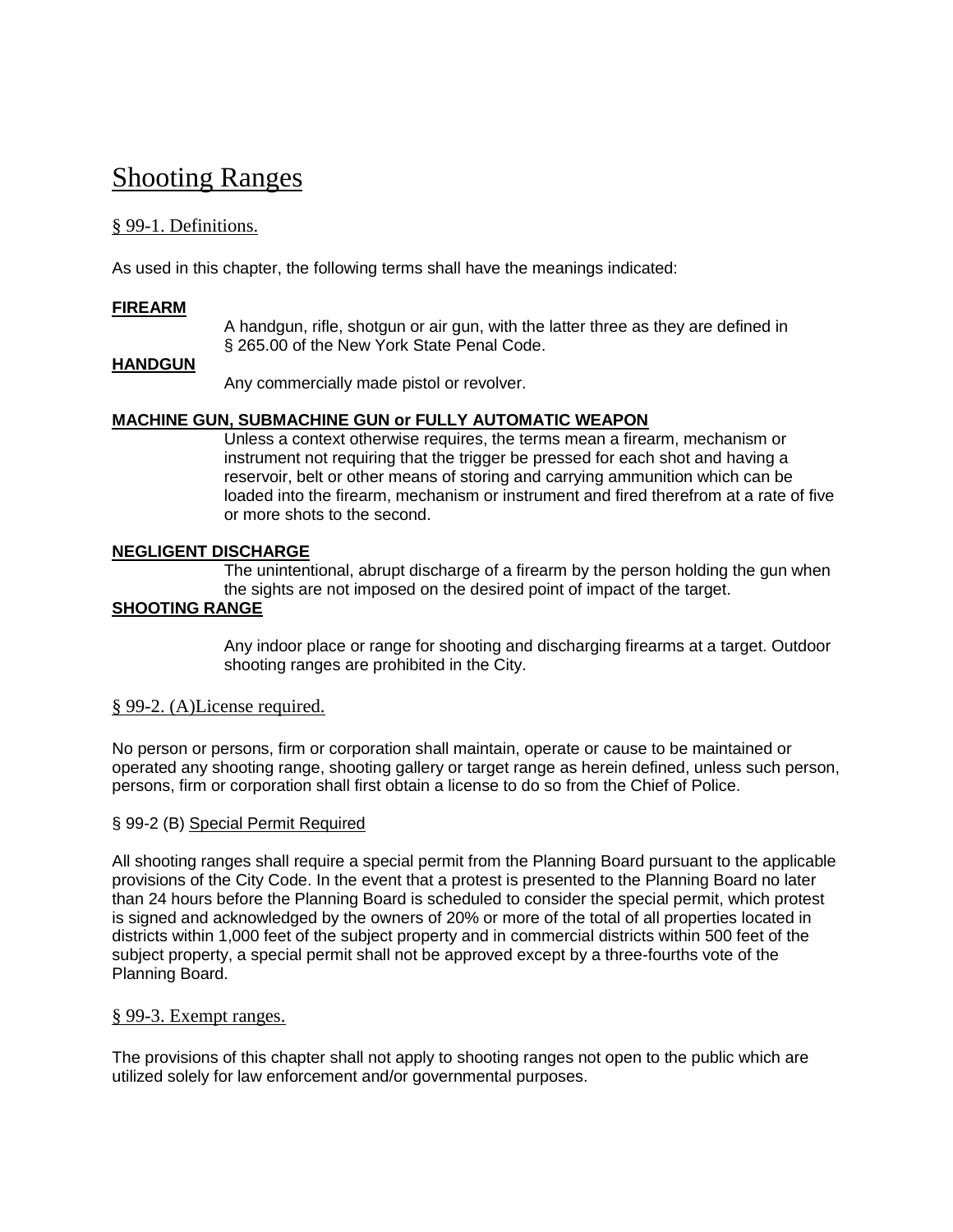# Shooting Ranges

## § 99-1. Definitions.

As used in this chapter, the following terms shall have the meanings indicated:

**FIREARM**

A handgun, rifle, shotgun or air gun, with the latter three as they are defined in § 265.00 of the New York State Penal Code.

**HANDGUN**

Any commercially made pistol or revolver.

**MACHINE GUN, SUBMACHINE GUN or FULLY AUTOMATIC WEAPON**

Unless a context otherwise requires, the terms mean a firearm, mechanism or instrument not requiring that the trigger be pressed for each shot and having a reservoir, belt or other means of storing and carrying ammunition which can be loaded into the firearm, mechanism or instrument and fired therefrom at a rate of five or more shots to the second.

**NEGLIGENT DISCHARGE**

The unintentional, abrupt discharge of a firearm by the person holding the gun when the sights are not imposed on the desired point of impact of the target.

**SHOOTING RANGE**

Any indoor place or range for shooting and discharging firearms at a target. Outdoor shooting ranges are prohibited in the City.

## § 99-2. (A)License required.

No person or persons, firm or corporation shall maintain, operate or cause to be maintained or operated any shooting range, shooting gallery or target range as herein defined, unless such person, persons, firm or corporation shall first obtain a license to do so from the Chief of Police.

§ 99-2 (B) Special Permit Required

All shooting ranges shall require a special permit from the Planning Board pursuant to the applicable provisions of the City Code. In the event that a protest is presented to the Planning Board no later than 24 hours before the Planning Board is scheduled to consider the special permit, which protest is signed and acknowledged by the owners of 20% or more of the total of all properties located in districts within 1,000 feet of the subject property and in commercial districts within 500 feet of the subject property, a special permit shall not be approved except by a three-fourths vote of the Planning Board.

## § 99-3. Exempt ranges.

The provisions of this chapter shall not apply to shooting ranges not open to the public which are utilized solely for law enforcement and/or governmental purposes.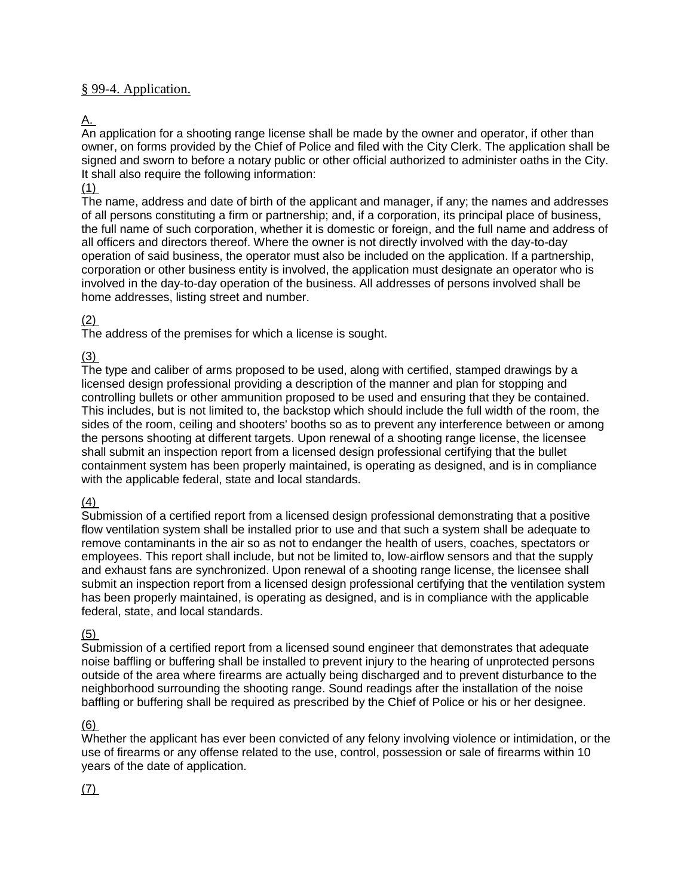## § 99-4. Application.

A.

An application for a shooting range license shall be made by the owner and operator, if other than owner, on forms provided by the Chief of Police and filed with the City Clerk. The application shall be signed and sworn to before a notary public or other official authorized to administer oaths in the City. It shall also require the following information:

(1)

The name, address and date of birth of the applicant and manager, if any; the names and addresses of all persons constituting a firm or partnership; and, if a corporation, its principal place of business, the full name of such corporation, whether it is domestic or foreign, and the full name and address of all officers and directors thereof. Where the owner is not directly involved with the day-to-day operation of said business, the operator must also be included on the application. If a partnership, corporation or other business entity is involved, the application must designate an operator who is involved in the day-to-day operation of the business. All addresses of persons involved shall be home addresses, listing street and number.

(2)

The address of the premises for which a license is sought.

(3)

The type and caliber of arms proposed to be used, along with certified, stamped drawings by a licensed design professional providing a description of the manner and plan for stopping and controlling bullets or other ammunition proposed to be used and ensuring that they be contained. This includes, but is not limited to, the backstop which should include the full width of the room, the sides of the room, ceiling and shooters' booths so as to prevent any interference between or among the persons shooting at different targets. Upon renewal of a shooting range license, the licensee shall submit an inspection report from a licensed design professional certifying that the bullet containment system has been properly maintained, is operating as designed, and is in compliance with the applicable federal, state and local standards.

(4)

Submission of a certified report from a licensed design professional demonstrating that a positive flow ventilation system shall be installed prior to use and that such a system shall be adequate to remove contaminants in the air so as not to endanger the health of users, coaches, spectators or employees. This report shall include, but not be limited to, low-airflow sensors and that the supply and exhaust fans are synchronized. Upon renewal of a shooting range license, the licensee shall submit an inspection report from a licensed design professional certifying that the ventilation system has been properly maintained, is operating as designed, and is in compliance with the applicable federal, state, and local standards.

(5)

Submission of a certified report from a licensed sound engineer that demonstrates that adequate noise baffling or buffering shall be installed to prevent injury to the hearing of unprotected persons outside of the area where firearms are actually being discharged and to prevent disturbance to the neighborhood surrounding the shooting range. Sound readings after the installation of the noise baffling or buffering shall be required as prescribed by the Chief of Police or his or her designee.

(6)

Whether the applicant has ever been convicted of any felony involving violence or intimidation, or the use of firearms or any offense related to the use, control, possession or sale of firearms within 10 years of the date of application.

(7)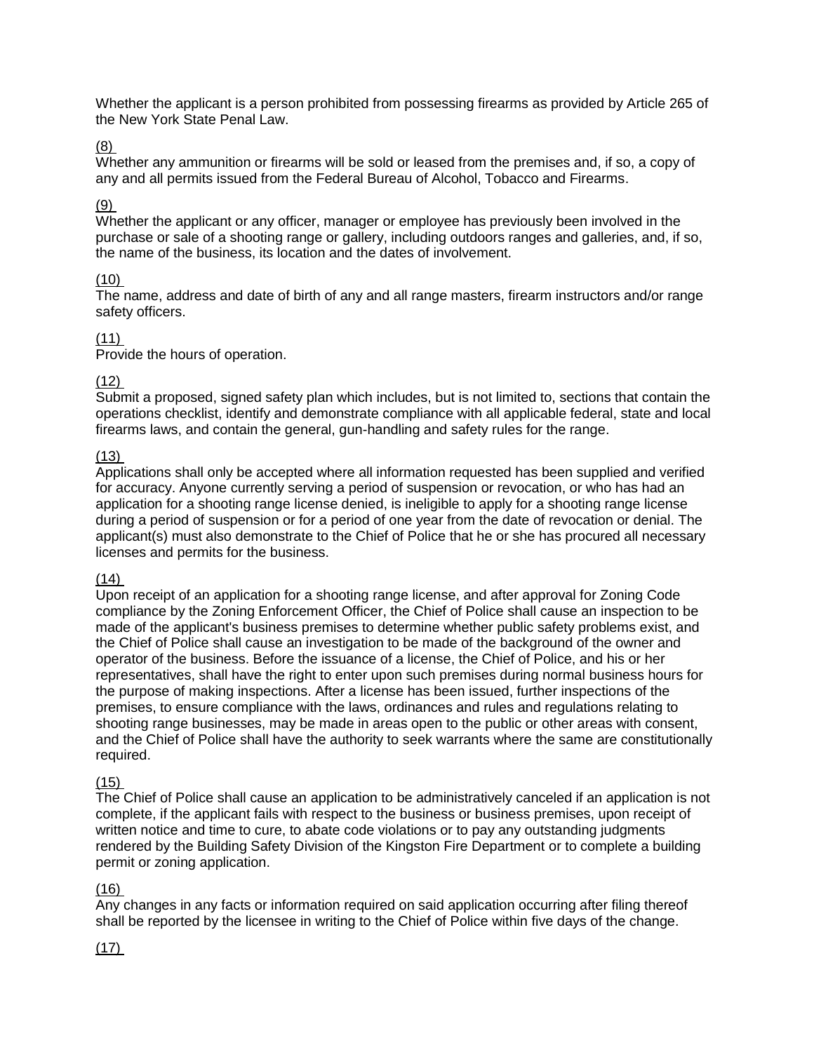Whether the applicant is a person prohibited from possessing firearms as provided by Article 265 of the New York State Penal Law.

(8)
Whether any ammunition or firearms will be sold or leased from the premises and, if so, a copy of any and all permits issued from the Federal Bureau of Alcohol, Tobacco and Firearms.

(9)
Whether the applicant or any officer, manager or employee has previously been involved in the purchase or sale of a shooting range or gallery, including outdoors ranges and galleries, and, if so, the name of the business, its location and the dates of involvement.

(10)
The name, address and date of birth of any and all range masters, firearm instructors and/or range safety officers.

(11)
Provide the hours of operation.

(12)
Submit a proposed, signed safety plan which includes, but is not limited to, sections that contain the operations checklist, identify and demonstrate compliance with all applicable federal, state and local firearms laws, and contain the general, gun-handling and safety rules for the range.

(13)
Applications shall only be accepted where all information requested has been supplied and verified for accuracy. Anyone currently serving a period of suspension or revocation, or who has had an application for a shooting range license denied, is ineligible to apply for a shooting range license during a period of suspension or for a period of one year from the date of revocation or denial. The applicant(s) must also demonstrate to the Chief of Police that he or she has procured all necessary licenses and permits for the business.

(14)
Upon receipt of an application for a shooting range license, and after approval for Zoning Code compliance by the Zoning Enforcement Officer, the Chief of Police shall cause an inspection to be made of the applicant's business premises to determine whether public safety problems exist, and the Chief of Police shall cause an investigation to be made of the background of the owner and operator of the business. Before the issuance of a license, the Chief of Police, and his or her representatives, shall have the right to enter upon such premises during normal business hours for the purpose of making inspections. After a license has been issued, further inspections of the premises, to ensure compliance with the laws, ordinances and rules and regulations relating to shooting range businesses, may be made in areas open to the public or other areas with consent, and the Chief of Police shall have the authority to seek warrants where the same are constitutionally required.

(15)
The Chief of Police shall cause an application to be administratively canceled if an application is not complete, if the applicant fails with respect to the business or business premises, upon receipt of written notice and time to cure, to abate code violations or to pay any outstanding judgments rendered by the Building Safety Division of the Kingston Fire Department or to complete a building permit or zoning application.

(16)
Any changes in any facts or information required on said application occurring after filing thereof shall be reported by the licensee in writing to the Chief of Police within five days of the change.

(17)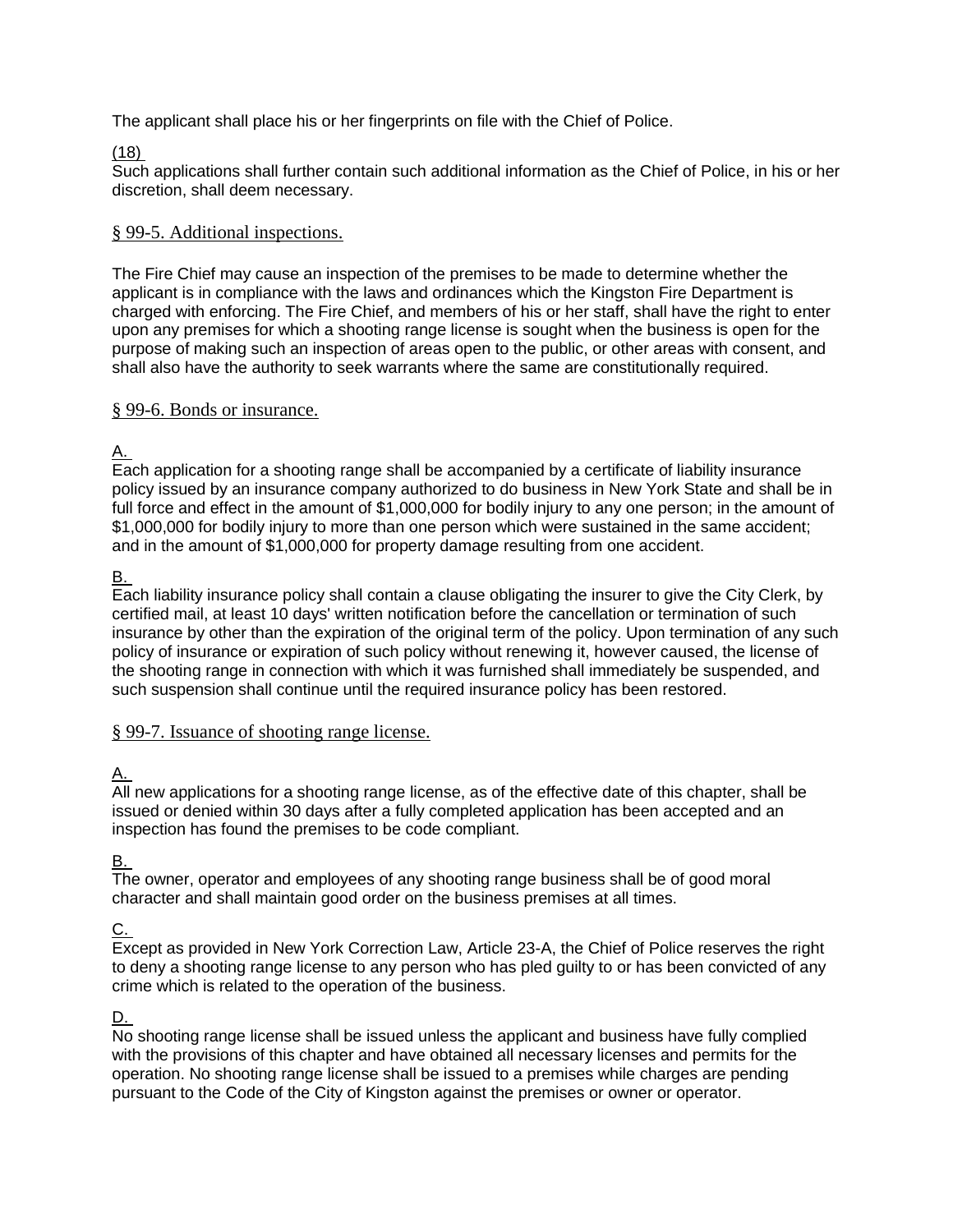The applicant shall place his or her fingerprints on file with the Chief of Police.

(18)
Such applications shall further contain such additional information as the Chief of Police, in his or her discretion, shall deem necessary.

## § 99-5. Additional inspections.

The Fire Chief may cause an inspection of the premises to be made to determine whether the applicant is in compliance with the laws and ordinances which the Kingston Fire Department is charged with enforcing. The Fire Chief, and members of his or her staff, shall have the right to enter upon any premises for which a shooting range license is sought when the business is open for the purpose of making such an inspection of areas open to the public, or other areas with consent, and shall also have the authority to seek warrants where the same are constitutionally required.

## § 99-6. Bonds or insurance.

A.
Each application for a shooting range shall be accompanied by a certificate of liability insurance policy issued by an insurance company authorized to do business in New York State and shall be in full force and effect in the amount of $1,000,000 for bodily injury to any one person; in the amount of $1,000,000 for bodily injury to more than one person which were sustained in the same accident; and in the amount of $1,000,000 for property damage resulting from one accident.

B.
Each liability insurance policy shall contain a clause obligating the insurer to give the City Clerk, by certified mail, at least 10 days' written notification before the cancellation or termination of such insurance by other than the expiration of the original term of the policy. Upon termination of any such policy of insurance or expiration of such policy without renewing it, however caused, the license of the shooting range in connection with which it was furnished shall immediately be suspended, and such suspension shall continue until the required insurance policy has been restored.

## § 99-7. Issuance of shooting range license.

A.
All new applications for a shooting range license, as of the effective date of this chapter, shall be issued or denied within 30 days after a fully completed application has been accepted and an inspection has found the premises to be code compliant.

B.
The owner, operator and employees of any shooting range business shall be of good moral character and shall maintain good order on the business premises at all times.

C.
Except as provided in New York Correction Law, Article 23-A, the Chief of Police reserves the right to deny a shooting range license to any person who has pled guilty to or has been convicted of any crime which is related to the operation of the business.

D.
No shooting range license shall be issued unless the applicant and business have fully complied with the provisions of this chapter and have obtained all necessary licenses and permits for the operation. No shooting range license shall be issued to a premises while charges are pending pursuant to the Code of the City of Kingston against the premises or owner or operator.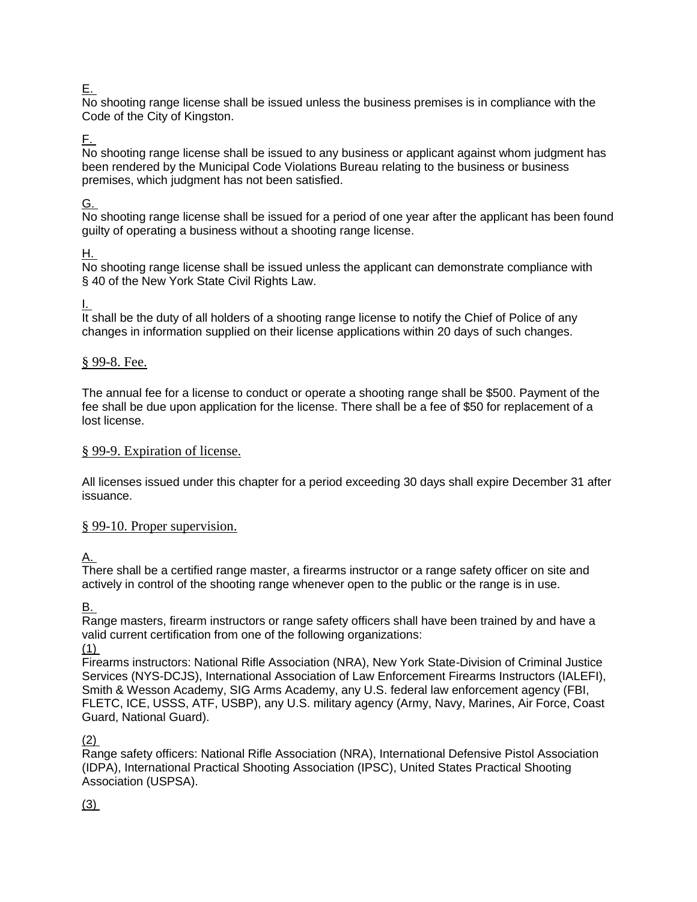E.
No shooting range license shall be issued unless the business premises is in compliance with the Code of the City of Kingston.

F.
No shooting range license shall be issued to any business or applicant against whom judgment has been rendered by the Municipal Code Violations Bureau relating to the business or business premises, which judgment has not been satisfied.

G.
No shooting range license shall be issued for a period of one year after the applicant has been found guilty of operating a business without a shooting range license.

H.
No shooting range license shall be issued unless the applicant can demonstrate compliance with § 40 of the New York State Civil Rights Law.

I.
It shall be the duty of all holders of a shooting range license to notify the Chief of Police of any changes in information supplied on their license applications within 20 days of such changes.

## § 99-8. Fee.

The annual fee for a license to conduct or operate a shooting range shall be $500. Payment of the fee shall be due upon application for the license. There shall be a fee of $50 for replacement of a lost license.

## § 99-9. Expiration of license.

All licenses issued under this chapter for a period exceeding 30 days shall expire December 31 after issuance.

## § 99-10. Proper supervision.

A.
There shall be a certified range master, a firearms instructor or a range safety officer on site and actively in control of the shooting range whenever open to the public or the range is in use.

B.
Range masters, firearm instructors or range safety officers shall have been trained by and have a valid current certification from one of the following organizations:

(1)
Firearms instructors: National Rifle Association (NRA), New York State-Division of Criminal Justice Services (NYS-DCJS), International Association of Law Enforcement Firearms Instructors (IALEFI), Smith & Wesson Academy, SIG Arms Academy, any U.S. federal law enforcement agency (FBI, FLETC, ICE, USSS, ATF, USBP), any U.S. military agency (Army, Navy, Marines, Air Force, Coast Guard, National Guard).

(2)
Range safety officers: National Rifle Association (NRA), International Defensive Pistol Association (IDPA), International Practical Shooting Association (IPSC), United States Practical Shooting Association (USPSA).

(3)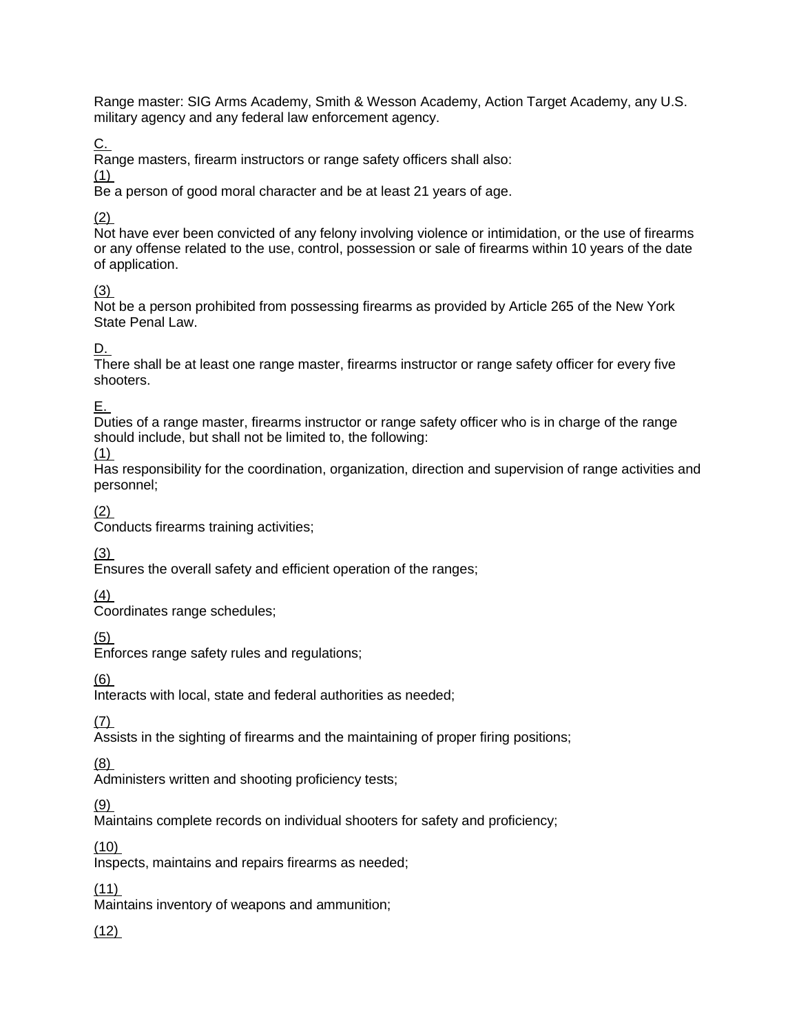Range master: SIG Arms Academy, Smith & Wesson Academy, Action Target Academy, any U.S. military agency and any federal law enforcement agency.

C.
Range masters, firearm instructors or range safety officers shall also:

(1)
Be a person of good moral character and be at least 21 years of age.

(2)
Not have ever been convicted of any felony involving violence or intimidation, or the use of firearms or any offense related to the use, control, possession or sale of firearms within 10 years of the date of application.

(3)
Not be a person prohibited from possessing firearms as provided by Article 265 of the New York State Penal Law.

D.
There shall be at least one range master, firearms instructor or range safety officer for every five shooters.

E.
Duties of a range master, firearms instructor or range safety officer who is in charge of the range should include, but shall not be limited to, the following:

(1)
Has responsibility for the coordination, organization, direction and supervision of range activities and personnel;

(2)
Conducts firearms training activities;

(3)
Ensures the overall safety and efficient operation of the ranges;

(4)
Coordinates range schedules;

(5)
Enforces range safety rules and regulations;

(6)
Interacts with local, state and federal authorities as needed;

(7)
Assists in the sighting of firearms and the maintaining of proper firing positions;

(8)
Administers written and shooting proficiency tests;

(9)
Maintains complete records on individual shooters for safety and proficiency;

(10)
Inspects, maintains and repairs firearms as needed;

(11)
Maintains inventory of weapons and ammunition;

(12)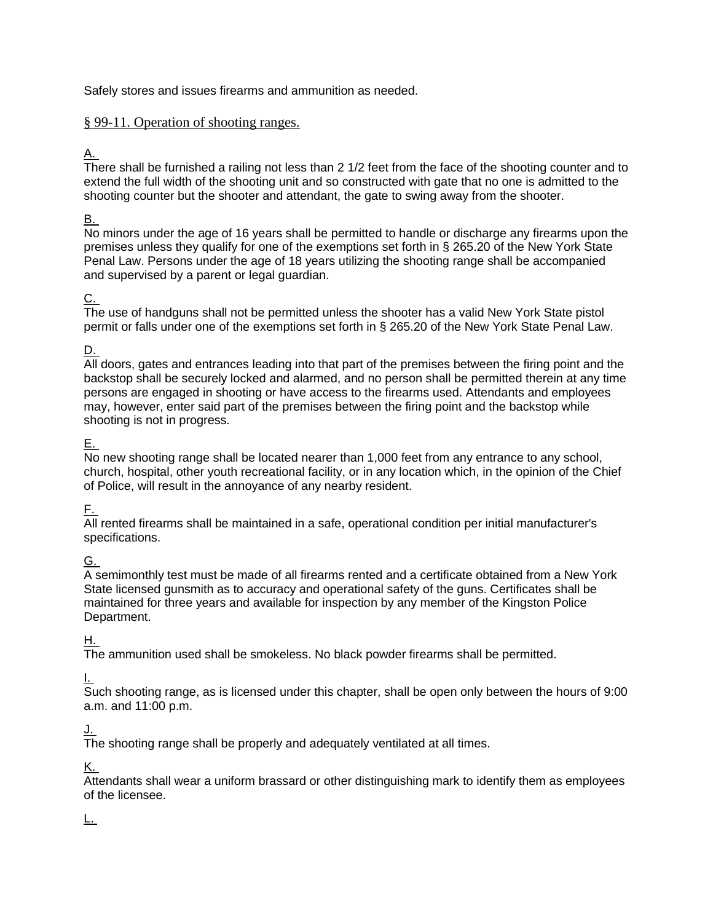Safely stores and issues firearms and ammunition as needed.

## § 99-11. Operation of shooting ranges.

A.
There shall be furnished a railing not less than 2 1/2 feet from the face of the shooting counter and to extend the full width of the shooting unit and so constructed with gate that no one is admitted to the shooting counter but the shooter and attendant, the gate to swing away from the shooter.

B.
No minors under the age of 16 years shall be permitted to handle or discharge any firearms upon the premises unless they qualify for one of the exemptions set forth in § 265.20 of the New York State Penal Law. Persons under the age of 18 years utilizing the shooting range shall be accompanied and supervised by a parent or legal guardian.

C.
The use of handguns shall not be permitted unless the shooter has a valid New York State pistol permit or falls under one of the exemptions set forth in § 265.20 of the New York State Penal Law.

D.
All doors, gates and entrances leading into that part of the premises between the firing point and the backstop shall be securely locked and alarmed, and no person shall be permitted therein at any time persons are engaged in shooting or have access to the firearms used. Attendants and employees may, however, enter said part of the premises between the firing point and the backstop while shooting is not in progress.

E.
No new shooting range shall be located nearer than 1,000 feet from any entrance to any school, church, hospital, other youth recreational facility, or in any location which, in the opinion of the Chief of Police, will result in the annoyance of any nearby resident.

F.
All rented firearms shall be maintained in a safe, operational condition per initial manufacturer's specifications.

G.
A semimonthly test must be made of all firearms rented and a certificate obtained from a New York State licensed gunsmith as to accuracy and operational safety of the guns. Certificates shall be maintained for three years and available for inspection by any member of the Kingston Police Department.

H.
The ammunition used shall be smokeless. No black powder firearms shall be permitted.

I.
Such shooting range, as is licensed under this chapter, shall be open only between the hours of 9:00 a.m. and 11:00 p.m.

J.
The shooting range shall be properly and adequately ventilated at all times.

K.
Attendants shall wear a uniform brassard or other distinguishing mark to identify them as employees of the licensee.

L.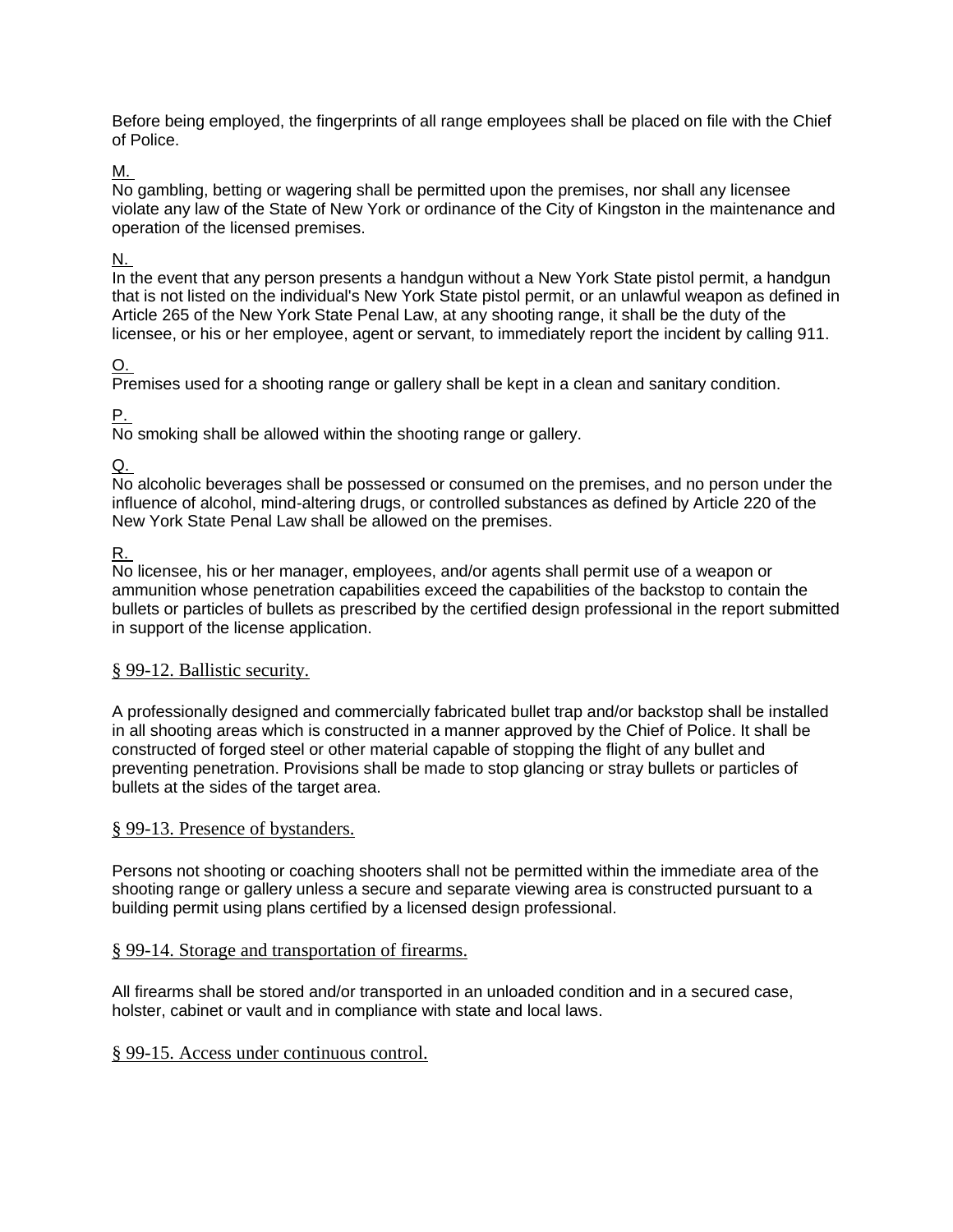Before being employed, the fingerprints of all range employees shall be placed on file with the Chief of Police.

M.
No gambling, betting or wagering shall be permitted upon the premises, nor shall any licensee violate any law of the State of New York or ordinance of the City of Kingston in the maintenance and operation of the licensed premises.

N.
In the event that any person presents a handgun without a New York State pistol permit, a handgun that is not listed on the individual's New York State pistol permit, or an unlawful weapon as defined in Article 265 of the New York State Penal Law, at any shooting range, it shall be the duty of the licensee, or his or her employee, agent or servant, to immediately report the incident by calling 911.

O.
Premises used for a shooting range or gallery shall be kept in a clean and sanitary condition.

P.
No smoking shall be allowed within the shooting range or gallery.

Q.
No alcoholic beverages shall be possessed or consumed on the premises, and no person under the influence of alcohol, mind-altering drugs, or controlled substances as defined by Article 220 of the New York State Penal Law shall be allowed on the premises.

R.
No licensee, his or her manager, employees, and/or agents shall permit use of a weapon or ammunition whose penetration capabilities exceed the capabilities of the backstop to contain the bullets or particles of bullets as prescribed by the certified design professional in the report submitted in support of the license application.

## § 99-12. Ballistic security.

A professionally designed and commercially fabricated bullet trap and/or backstop shall be installed in all shooting areas which is constructed in a manner approved by the Chief of Police. It shall be constructed of forged steel or other material capable of stopping the flight of any bullet and preventing penetration. Provisions shall be made to stop glancing or stray bullets or particles of bullets at the sides of the target area.

## § 99-13. Presence of bystanders.

Persons not shooting or coaching shooters shall not be permitted within the immediate area of the shooting range or gallery unless a secure and separate viewing area is constructed pursuant to a building permit using plans certified by a licensed design professional.

## § 99-14. Storage and transportation of firearms.

All firearms shall be stored and/or transported in an unloaded condition and in a secured case, holster, cabinet or vault and in compliance with state and local laws.

## § 99-15. Access under continuous control.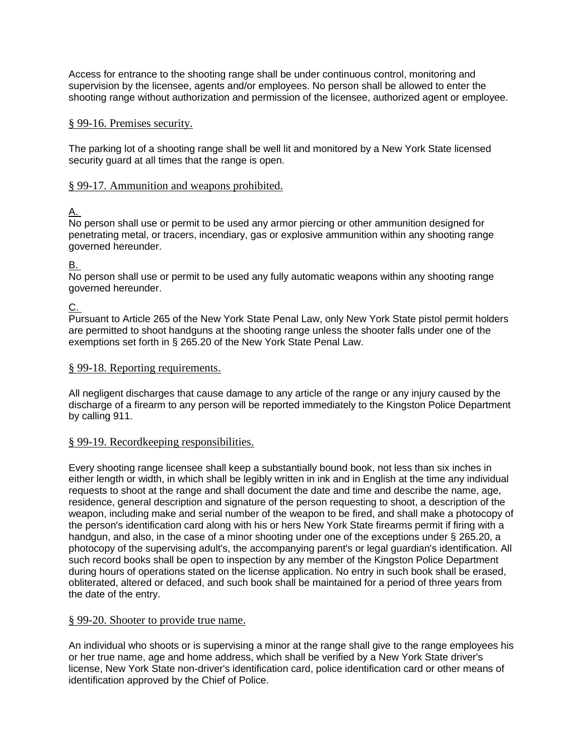Access for entrance to the shooting range shall be under continuous control, monitoring and supervision by the licensee, agents and/or employees. No person shall be allowed to enter the shooting range without authorization and permission of the licensee, authorized agent or employee.

## § 99-16. Premises security.

The parking lot of a shooting range shall be well lit and monitored by a New York State licensed security guard at all times that the range is open.

## § 99-17. Ammunition and weapons prohibited.

A.
No person shall use or permit to be used any armor piercing or other ammunition designed for penetrating metal, or tracers, incendiary, gas or explosive ammunition within any shooting range governed hereunder.

B.
No person shall use or permit to be used any fully automatic weapons within any shooting range governed hereunder.

C.
Pursuant to Article 265 of the New York State Penal Law, only New York State pistol permit holders are permitted to shoot handguns at the shooting range unless the shooter falls under one of the exemptions set forth in § 265.20 of the New York State Penal Law.

## § 99-18. Reporting requirements.

All negligent discharges that cause damage to any article of the range or any injury caused by the discharge of a firearm to any person will be reported immediately to the Kingston Police Department by calling 911.

## § 99-19. Recordkeeping responsibilities.

Every shooting range licensee shall keep a substantially bound book, not less than six inches in either length or width, in which shall be legibly written in ink and in English at the time any individual requests to shoot at the range and shall document the date and time and describe the name, age, residence, general description and signature of the person requesting to shoot, a description of the weapon, including make and serial number of the weapon to be fired, and shall make a photocopy of the person's identification card along with his or hers New York State firearms permit if firing with a handgun, and also, in the case of a minor shooting under one of the exceptions under § 265.20, a photocopy of the supervising adult's, the accompanying parent's or legal guardian's identification. All such record books shall be open to inspection by any member of the Kingston Police Department during hours of operations stated on the license application. No entry in such book shall be erased, obliterated, altered or defaced, and such book shall be maintained for a period of three years from the date of the entry.

## § 99-20. Shooter to provide true name.

An individual who shoots or is supervising a minor at the range shall give to the range employees his or her true name, age and home address, which shall be verified by a New York State driver's license, New York State non-driver's identification card, police identification card or other means of identification approved by the Chief of Police.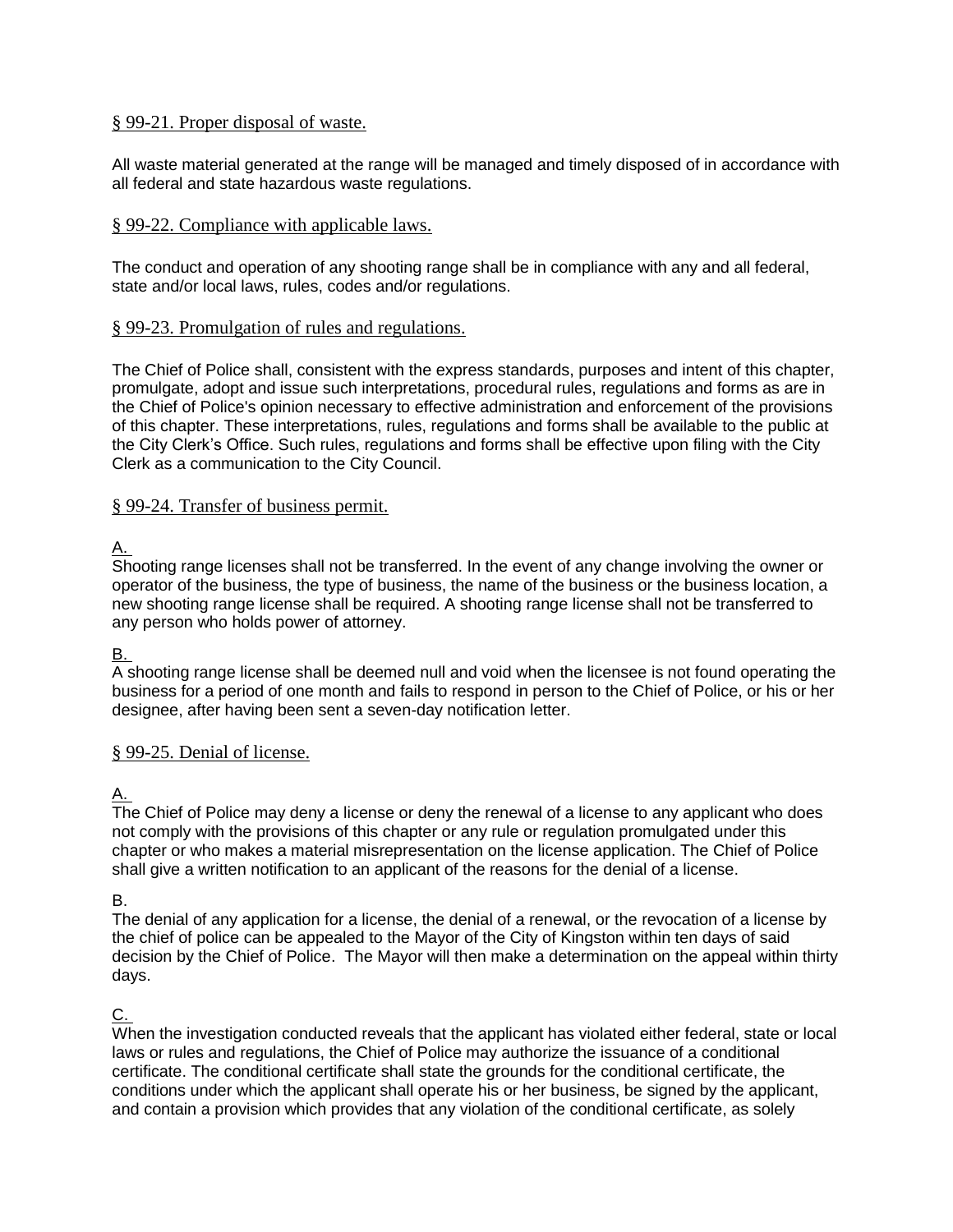## § 99-21. Proper disposal of waste.

All waste material generated at the range will be managed and timely disposed of in accordance with all federal and state hazardous waste regulations.

## § 99-22. Compliance with applicable laws.

The conduct and operation of any shooting range shall be in compliance with any and all federal, state and/or local laws, rules, codes and/or regulations.

## § 99-23. Promulgation of rules and regulations.

The Chief of Police shall, consistent with the express standards, purposes and intent of this chapter, promulgate, adopt and issue such interpretations, procedural rules, regulations and forms as are in the Chief of Police's opinion necessary to effective administration and enforcement of the provisions of this chapter. These interpretations, rules, regulations and forms shall be available to the public at the City Clerk's Office. Such rules, regulations and forms shall be effective upon filing with the City Clerk as a communication to the City Council.

## § 99-24. Transfer of business permit.

A.
Shooting range licenses shall not be transferred. In the event of any change involving the owner or operator of the business, the type of business, the name of the business or the business location, a new shooting range license shall be required. A shooting range license shall not be transferred to any person who holds power of attorney.

B.
A shooting range license shall be deemed null and void when the licensee is not found operating the business for a period of one month and fails to respond in person to the Chief of Police, or his or her designee, after having been sent a seven-day notification letter.

## § 99-25. Denial of license.

A.
The Chief of Police may deny a license or deny the renewal of a license to any applicant who does not comply with the provisions of this chapter or any rule or regulation promulgated under this chapter or who makes a material misrepresentation on the license application. The Chief of Police shall give a written notification to an applicant of the reasons for the denial of a license.

B.
The denial of any application for a license, the denial of a renewal, or the revocation of a license by the chief of police can be appealed to the Mayor of the City of Kingston within ten days of said decision by the Chief of Police. The Mayor will then make a determination on the appeal within thirty days.

C.
When the investigation conducted reveals that the applicant has violated either federal, state or local laws or rules and regulations, the Chief of Police may authorize the issuance of a conditional certificate. The conditional certificate shall state the grounds for the conditional certificate, the conditions under which the applicant shall operate his or her business, be signed by the applicant, and contain a provision which provides that any violation of the conditional certificate, as solely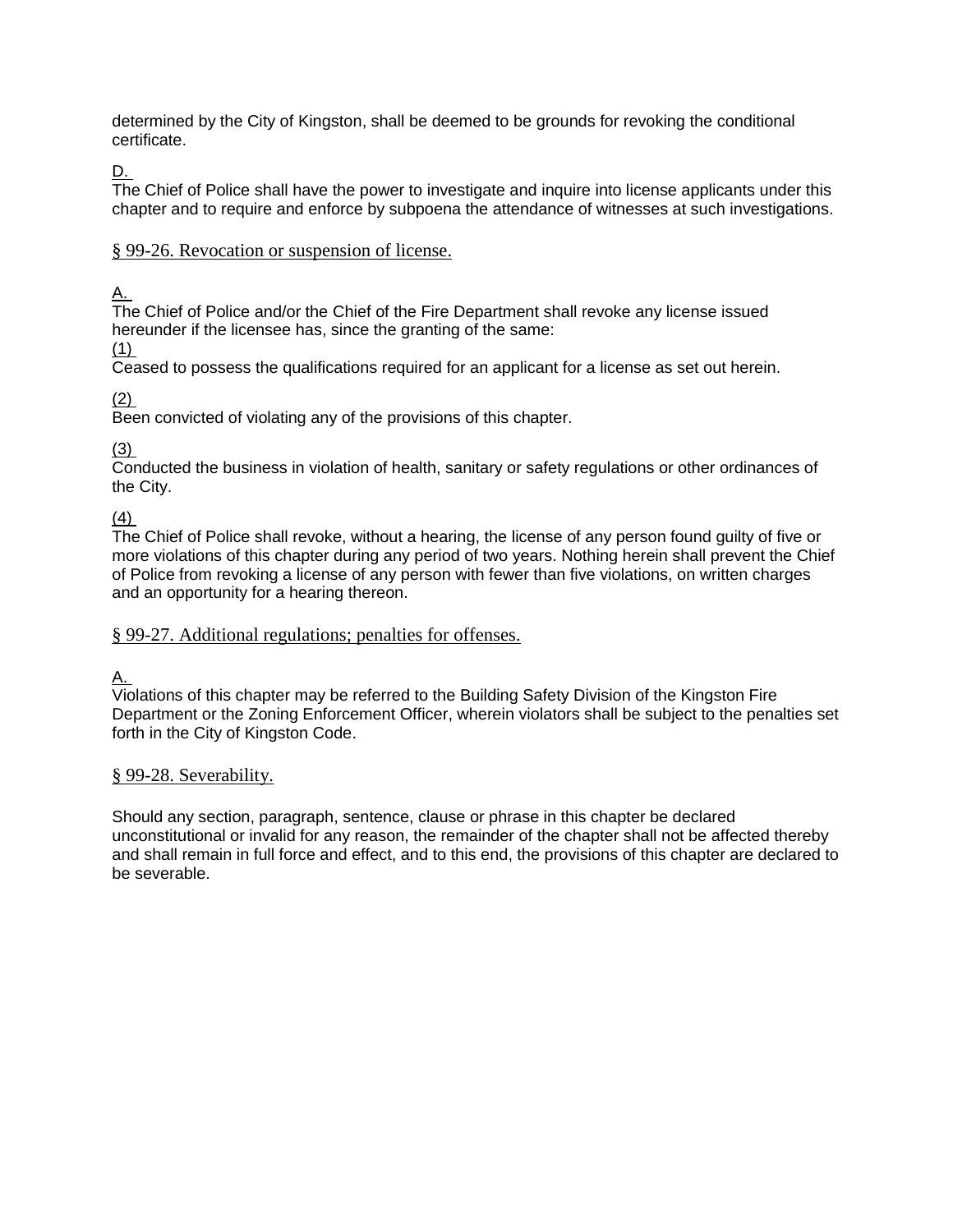determined by the City of Kingston, shall be deemed to be grounds for revoking the conditional certificate.

D.
The Chief of Police shall have the power to investigate and inquire into license applicants under this chapter and to require and enforce by subpoena the attendance of witnesses at such investigations.

## § 99-26. Revocation or suspension of license.

A.
The Chief of Police and/or the Chief of the Fire Department shall revoke any license issued hereunder if the licensee has, since the granting of the same:

(1)
Ceased to possess the qualifications required for an applicant for a license as set out herein.

(2)
Been convicted of violating any of the provisions of this chapter.

(3)
Conducted the business in violation of health, sanitary or safety regulations or other ordinances of the City.

(4)
The Chief of Police shall revoke, without a hearing, the license of any person found guilty of five or more violations of this chapter during any period of two years. Nothing herein shall prevent the Chief of Police from revoking a license of any person with fewer than five violations, on written charges and an opportunity for a hearing thereon.

## § 99-27. Additional regulations; penalties for offenses.

A.
Violations of this chapter may be referred to the Building Safety Division of the Kingston Fire Department or the Zoning Enforcement Officer, wherein violators shall be subject to the penalties set forth in the City of Kingston Code.

## § 99-28. Severability.

Should any section, paragraph, sentence, clause or phrase in this chapter be declared unconstitutional or invalid for any reason, the remainder of the chapter shall not be affected thereby and shall remain in full force and effect, and to this end, the provisions of this chapter are declared to be severable.